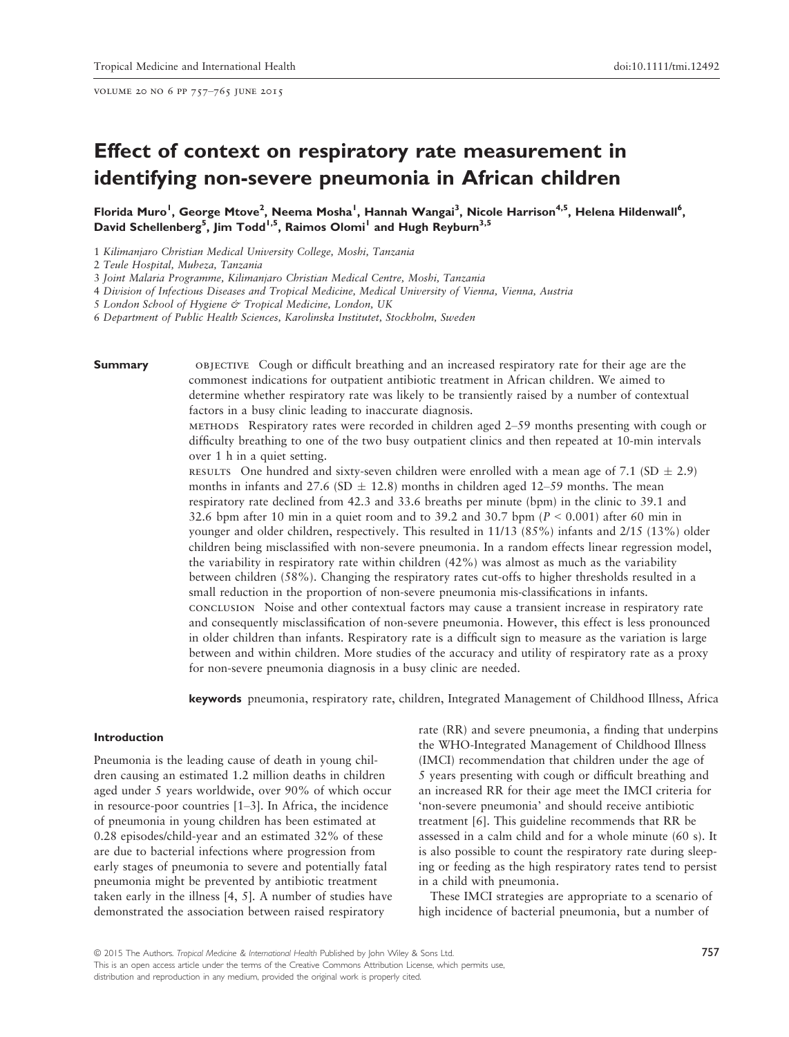# Effect of context on respiratory rate measurement in identifying non-severe pneumonia in African children

Florida Muro[1], George Mtove[2], Neema Mosha[1], Hannah Wangai[3], Nicole Harrison[4,5], Helena Hildenwall[6], David Schellenberg[5], Jim Todd[1,5], Raimos Olomi[1] and Hugh Reyburn[3,5]

1 *Kilimanjaro Christian Medical University College, Moshi, Tanzania*
2 *Teule Hospital, Muheza, Tanzania*
3 *Joint Malaria Programme, Kilimanjaro Christian Medical Centre, Moshi, Tanzania*
4 *Division of Infectious Diseases and Tropical Medicine, Medical University of Vienna, Vienna, Austria*
5 *London School of Hygiene & Tropical Medicine, London, UK*
6 *Department of Public Health Sciences, Karolinska Institutet, Stockholm, Sweden*

**Summary**

OBJECTIVE Cough or difficult breathing and an increased respiratory rate for their age are the commonest indications for outpatient antibiotic treatment in African children. We aimed to determine whether respiratory rate was likely to be transiently raised by a number of contextual factors in a busy clinic leading to inaccurate diagnosis.

METHODS Respiratory rates were recorded in children aged 2–59 months presenting with cough or difficulty breathing to one of the two busy outpatient clinics and then repeated at 10-min intervals over 1 h in a quiet setting.

RESULTS One hundred and sixty-seven children were enrolled with a mean age of 7.1 (SD ± 2.9) months in infants and 27.6 (SD ± 12.8) months in children aged 12–59 months. The mean respiratory rate declined from 42.3 and 33.6 breaths per minute (bpm) in the clinic to 39.1 and 32.6 bpm after 10 min in a quiet room and to 39.2 and 30.7 bpm ($P < 0.001$) after 60 min in younger and older children, respectively. This resulted in 11/13 (85%) infants and 2/15 (13%) older children being misclassified with non-severe pneumonia. In a random effects linear regression model, the variability in respiratory rate within children (42%) was almost as much as the variability between children (58%). Changing the respiratory rates cut-offs to higher thresholds resulted in a small reduction in the proportion of non-severe pneumonia mis-classifications in infants.

CONCLUSION Noise and other contextual factors may cause a transient increase in respiratory rate and consequently misclassification of non-severe pneumonia. However, this effect is less pronounced in older children than infants. Respiratory rate is a difficult sign to measure as the variation is large between and within children. More studies of the accuracy and utility of respiratory rate as a proxy for non-severe pneumonia diagnosis in a busy clinic are needed.

**keywords** pneumonia, respiratory rate, children, Integrated Management of Childhood Illness, Africa

## Introduction

Pneumonia is the leading cause of death in young children causing an estimated 1.2 million deaths in children aged under 5 years worldwide, over 90% of which occur in resource-poor countries [1–3]. In Africa, the incidence of pneumonia in young children has been estimated at 0.28 episodes/child-year and an estimated 32% of these are due to bacterial infections where progression from early stages of pneumonia to severe and potentially fatal pneumonia might be prevented by antibiotic treatment taken early in the illness [4, 5]. A number of studies have demonstrated the association between raised respiratory rate (RR) and severe pneumonia, a finding that underpins the WHO-Integrated Management of Childhood Illness (IMCI) recommendation that children under the age of 5 years presenting with cough or difficult breathing and an increased RR for their age meet the IMCI criteria for 'non-severe pneumonia' and should receive antibiotic treatment [6]. This guideline recommends that RR be assessed in a calm child and for a whole minute (60 s). It is also possible to count the respiratory rate during sleeping or feeding as the high respiratory rates tend to persist in a child with pneumonia.

These IMCI strategies are appropriate to a scenario of high incidence of bacterial pneumonia, but a number of

© 2015 The Authors. *Tropical Medicine & International Health* Published by John Wiley & Sons Ltd.
This is an open access article under the terms of the Creative Commons Attribution License, which permits use, distribution and reproduction in any medium, provided the original work is properly cited.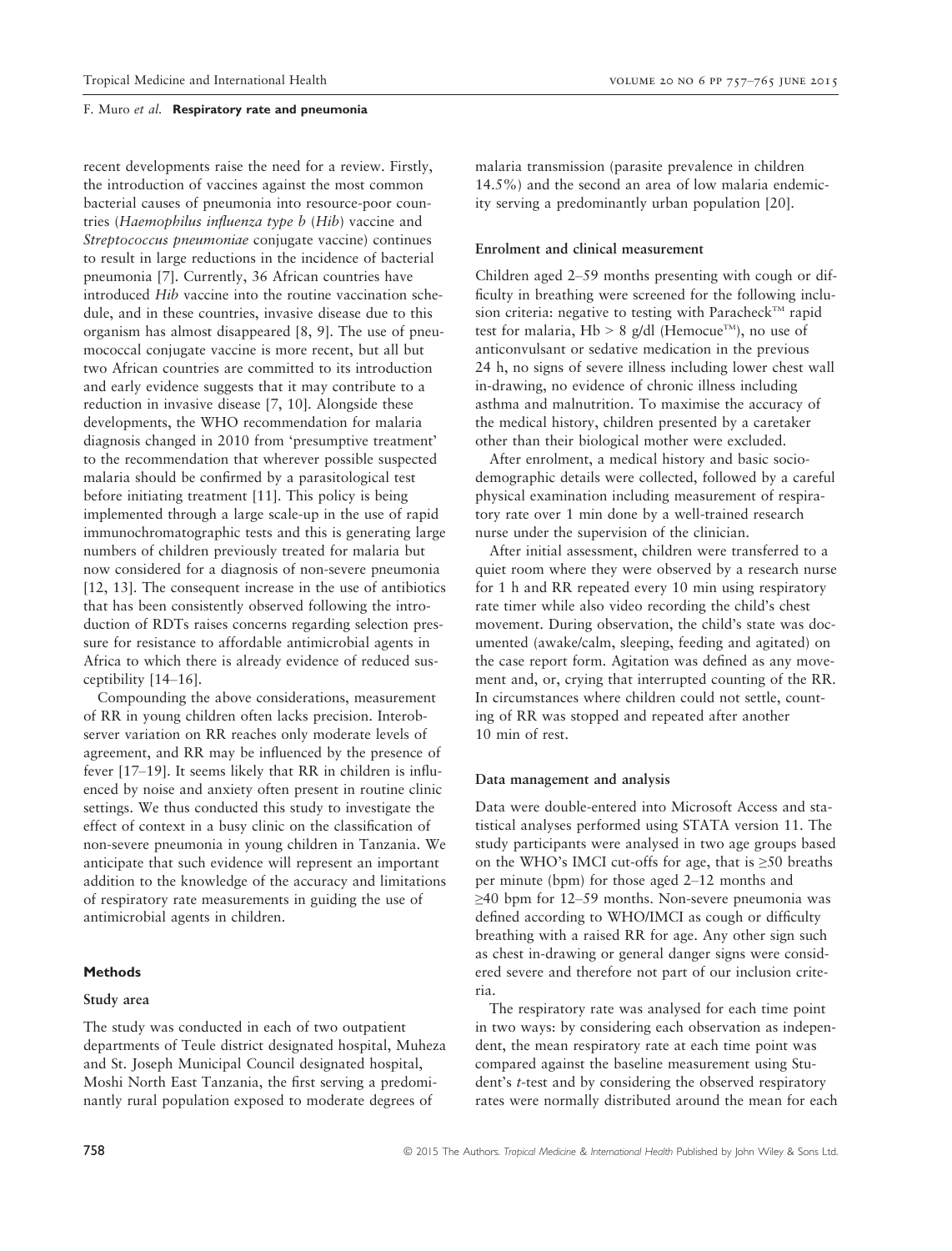recent developments raise the need for a review. Firstly, the introduction of vaccines against the most common bacterial causes of pneumonia into resource-poor countries (*Haemophilus influenza type b* (*Hib*) vaccine and *Streptococcus pneumoniae* conjugate vaccine) continues to result in large reductions in the incidence of bacterial pneumonia [7]. Currently, 36 African countries have introduced *Hib* vaccine into the routine vaccination schedule, and in these countries, invasive disease due to this organism has almost disappeared [8, 9]. The use of pneumococcal conjugate vaccine is more recent, but all but two African countries are committed to its introduction and early evidence suggests that it may contribute to a reduction in invasive disease [7, 10]. Alongside these developments, the WHO recommendation for malaria diagnosis changed in 2010 from 'presumptive treatment' to the recommendation that wherever possible suspected malaria should be confirmed by a parasitological test before initiating treatment [11]. This policy is being implemented through a large scale-up in the use of rapid immunochromatographic tests and this is generating large numbers of children previously treated for malaria but now considered for a diagnosis of non-severe pneumonia [12, 13]. The consequent increase in the use of antibiotics that has been consistently observed following the introduction of RDTs raises concerns regarding selection pressure for resistance to affordable antimicrobial agents in Africa to which there is already evidence of reduced susceptibility [14–16].

Compounding the above considerations, measurement of RR in young children often lacks precision. Interobserver variation on RR reaches only moderate levels of agreement, and RR may be influenced by the presence of fever [17–19]. It seems likely that RR in children is influenced by noise and anxiety often present in routine clinic settings. We thus conducted this study to investigate the effect of context in a busy clinic on the classification of non-severe pneumonia in young children in Tanzania. We anticipate that such evidence will represent an important addition to the knowledge of the accuracy and limitations of respiratory rate measurements in guiding the use of antimicrobial agents in children.

## Methods

### Study area

The study was conducted in each of two outpatient departments of Teule district designated hospital, Muheza and St. Joseph Municipal Council designated hospital, Moshi North East Tanzania, the first serving a predominantly rural population exposed to moderate degrees of malaria transmission (parasite prevalence in children 14.5%) and the second an area of low malaria endemicity serving a predominantly urban population [20].

### Enrolment and clinical measurement

Children aged 2–59 months presenting with cough or difficulty in breathing were screened for the following inclusion criteria: negative to testing with Paracheck™ rapid test for malaria, Hb > 8 g/dl (Hemocue™), no use of anticonvulsant or sedative medication in the previous 24 h, no signs of severe illness including lower chest wall in-drawing, no evidence of chronic illness including asthma and malnutrition. To maximise the accuracy of the medical history, children presented by a caretaker other than their biological mother were excluded.

After enrolment, a medical history and basic socio-demographic details were collected, followed by a careful physical examination including measurement of respiratory rate over 1 min done by a well-trained research nurse under the supervision of the clinician.

After initial assessment, children were transferred to a quiet room where they were observed by a research nurse for 1 h and RR repeated every 10 min using respiratory rate timer while also video recording the child's chest movement. During observation, the child's state was documented (awake/calm, sleeping, feeding and agitated) on the case report form. Agitation was defined as any movement and, or, crying that interrupted counting of the RR. In circumstances where children could not settle, counting of RR was stopped and repeated after another 10 min of rest.

### Data management and analysis

Data were double-entered into Microsoft Access and statistical analyses performed using STATA version 11. The study participants were analysed in two age groups based on the WHO's IMCI cut-offs for age, that is ≥50 breaths per minute (bpm) for those aged 2–12 months and ≥40 bpm for 12–59 months. Non-severe pneumonia was defined according to WHO/IMCI as cough or difficulty breathing with a raised RR for age. Any other sign such as chest in-drawing or general danger signs were considered severe and therefore not part of our inclusion criteria.

The respiratory rate was analysed for each time point in two ways: by considering each observation as independent, the mean respiratory rate at each time point was compared against the baseline measurement using Student's *t*-test and by considering the observed respiratory rates were normally distributed around the mean for each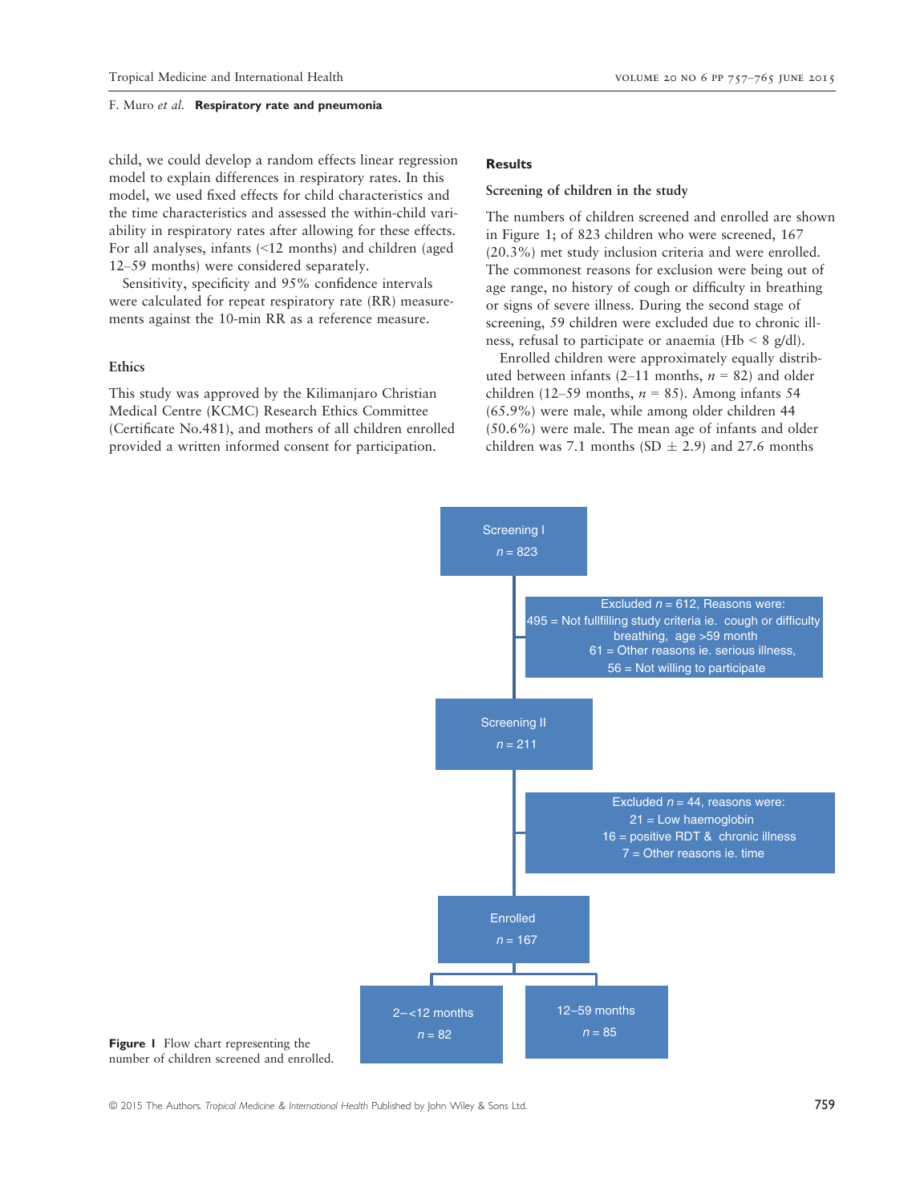child, we could develop a random effects linear regression model to explain differences in respiratory rates. In this model, we used fixed effects for child characteristics and the time characteristics and assessed the within-child variability in respiratory rates after allowing for these effects. For all analyses, infants (<12 months) and children (aged 12–59 months) were considered separately.

Sensitivity, specificity and 95% confidence intervals were calculated for repeat respiratory rate (RR) measurements against the 10-min RR as a reference measure.

### Ethics

This study was approved by the Kilimanjaro Christian Medical Centre (KCMC) Research Ethics Committee (Certificate No.481), and mothers of all children enrolled provided a written informed consent for participation.

## Results

### Screening of children in the study

The numbers of children screened and enrolled are shown in Figure 1; of 823 children who were screened, 167 (20.3%) met study inclusion criteria and were enrolled. The commonest reasons for exclusion were being out of age range, no history of cough or difficulty in breathing or signs of severe illness. During the second stage of screening, 59 children were excluded due to chronic illness, refusal to participate or anaemia (Hb < 8 g/dl).

Enrolled children were approximately equally distributed between infants (2–11 months, $n$ = 82) and older children (12–59 months, $n$ = 85). Among infants 54 (65.9%) were male, while among older children 44 (50.6%) were male. The mean age of infants and older children was 7.1 months (SD ± 2.9) and 27.6 months

Screening I
$n$ = 823

Excluded $n$ = 612, Reasons were:
495 = Not fullfilling study criteria ie. cough or difficulty breathing, age >59 month
61 = Other reasons ie. serious illness,
56 = Not willing to participate

Screening II
$n$ = 211

Excluded $n$ = 44, reasons were:
21 = Low haemoglobin
16 = positive RDT & chronic illness
7 = Other reasons ie. time

Enrolled
$n$ = 167

2–<12 months
$n$ = 82

12–59 months
$n$ = 85

**Figure 1** Flow chart representing the number of children screened and enrolled.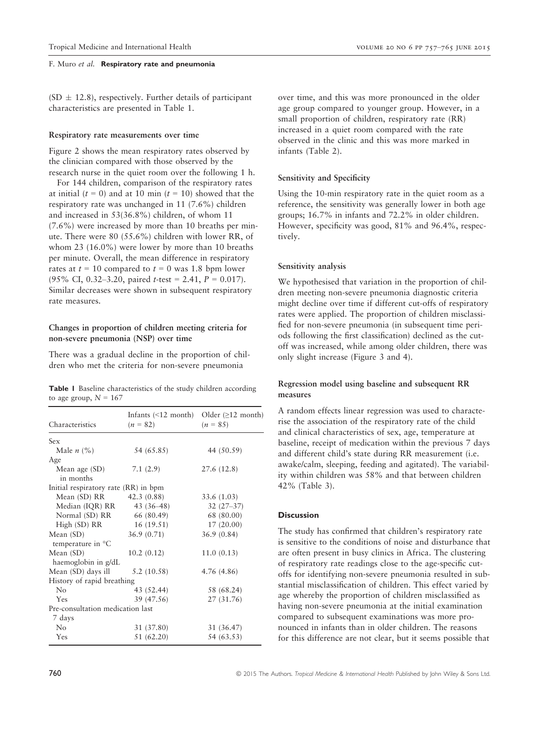(SD ± 12.8), respectively. Further details of participant characteristics are presented in Table 1.

### Respiratory rate measurements over time

Figure 2 shows the mean respiratory rates observed by the clinician compared with those observed by the research nurse in the quiet room over the following 1 h.

For 144 children, comparison of the respiratory rates at initial ($t = 0$) and at 10 min ($t = 10$) showed that the respiratory rate was unchanged in 11 (7.6%) children and increased in 53(36.8%) children, of whom 11 (7.6%) were increased by more than 10 breaths per minute. There were 80 (55.6%) children with lower RR, of whom 23 (16.0%) were lower by more than 10 breaths per minute. Overall, the mean difference in respiratory rates at $t = 10$ compared to $t = 0$ was 1.8 bpm lower (95% CI, 0.32–3.20, paired $t$-test = 2.41, $P = 0.017$). Similar decreases were shown in subsequent respiratory rate measures.

### Changes in proportion of children meeting criteria for non-severe pneumonia (NSP) over time

There was a gradual decline in the proportion of children who met the criteria for non-severe pneumonia over time, and this was more pronounced in the older age group compared to younger group. However, in a small proportion of children, respiratory rate (RR) increased in a quiet room compared with the rate observed in the clinic and this was more marked in infants (Table 2).

**Table 1** Baseline characteristics of the study children according to age group, $N = 167$

| Characteristics | Infants (<12 month) ($n = 82$) | Older (≥12 month) ($n = 85$) |
|---|---|---|
| Sex | | |
| Male $n$ (%) | 54 (65.85) | 44 (50.59) |
| Age | | |
| Mean age (SD) in months | 7.1 (2.9) | 27.6 (12.8) |
| Initial respiratory rate (RR) in bpm | | |
| Mean (SD) RR | 42.3 (0.88) | 33.6 (1.03) |
| Median (IQR) RR | 43 (36–48) | 32 (27–37) |
| Normal (SD) RR | 66 (80.49) | 68 (80.00) |
| High (SD) RR | 16 (19.51) | 17 (20.00) |
| Mean (SD) temperature in °C | 36.9 (0.71) | 36.9 (0.84) |
| Mean (SD) haemoglobin in g/dL | 10.2 (0.12) | 11.0 (0.13) |
| Mean (SD) days ill | 5.2 (10.58) | 4.76 (4.86) |
| History of rapid breathing | | |
| No | 43 (52.44) | 58 (68.24) |
| Yes | 39 (47.56) | 27 (31.76) |
| Pre-consultation medication last 7 days | | |
| No | 31 (37.80) | 31 (36.47) |
| Yes | 51 (62.20) | 54 (63.53) |

### Sensitivity and Specificity

Using the 10-min respiratory rate in the quiet room as a reference, the sensitivity was generally lower in both age groups; 16.7% in infants and 72.2% in older children. However, specificity was good, 81% and 96.4%, respectively.

### Sensitivity analysis

We hypothesised that variation in the proportion of children meeting non-severe pneumonia diagnostic criteria might decline over time if different cut-offs of respiratory rates were applied. The proportion of children misclassified for non-severe pneumonia (in subsequent time periods following the first classification) declined as the cut-off was increased, while among older children, there was only slight increase (Figure 3 and 4).

### Regression model using baseline and subsequent RR measures

A random effects linear regression was used to characterise the association of the respiratory rate of the child and clinical characteristics of sex, age, temperature at baseline, receipt of medication within the previous 7 days and different child's state during RR measurement (i.e. awake/calm, sleeping, feeding and agitated). The variability within children was 58% and that between children 42% (Table 3).

## Discussion

The study has confirmed that children's respiratory rate is sensitive to the conditions of noise and disturbance that are often present in busy clinics in Africa. The clustering of respiratory rate readings close to the age-specific cut-offs for identifying non-severe pneumonia resulted in substantial misclassification of children. This effect varied by age whereby the proportion of children misclassified as having non-severe pneumonia at the initial examination compared to subsequent examinations was more pronounced in infants than in older children. The reasons for this difference are not clear, but it seems possible that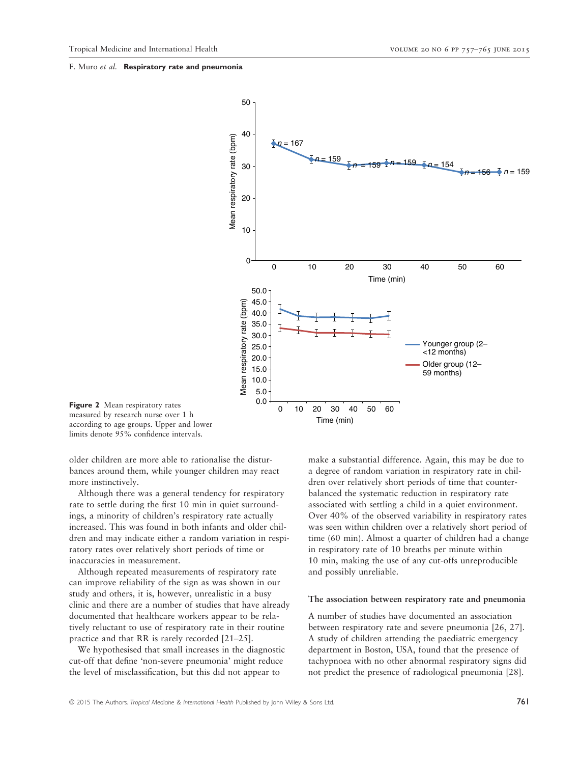**Figure 2** Mean respiratory rates measured by research nurse over 1 h according to age groups. Upper and lower limits denote 95% confidence intervals.

older children are more able to rationalise the disturbances around them, while younger children may react more instinctively.

Although there was a general tendency for respiratory rate to settle during the first 10 min in quiet surroundings, a minority of children's respiratory rate actually increased. This was found in both infants and older children and may indicate either a random variation in respiratory rates over relatively short periods of time or inaccuracies in measurement.

Although repeated measurements of respiratory rate can improve reliability of the sign as was shown in our study and others, it is, however, unrealistic in a busy clinic and there are a number of studies that have already documented that healthcare workers appear to be relatively reluctant to use of respiratory rate in their routine practice and that RR is rarely recorded [21–25].

We hypothesised that small increases in the diagnostic cut-off that define 'non-severe pneumonia' might reduce the level of misclassification, but this did not appear to make a substantial difference. Again, this may be due to a degree of random variation in respiratory rate in children over relatively short periods of time that counterbalanced the systematic reduction in respiratory rate associated with settling a child in a quiet environment. Over 40% of the observed variability in respiratory rates was seen within children over a relatively short period of time (60 min). Almost a quarter of children had a change in respiratory rate of 10 breaths per minute within 10 min, making the use of any cut-offs unreproducible and possibly unreliable.

### The association between respiratory rate and pneumonia

A number of studies have documented an association between respiratory rate and severe pneumonia [26, 27]. A study of children attending the paediatric emergency department in Boston, USA, found that the presence of tachypnoea with no other abnormal respiratory signs did not predict the presence of radiological pneumonia [28].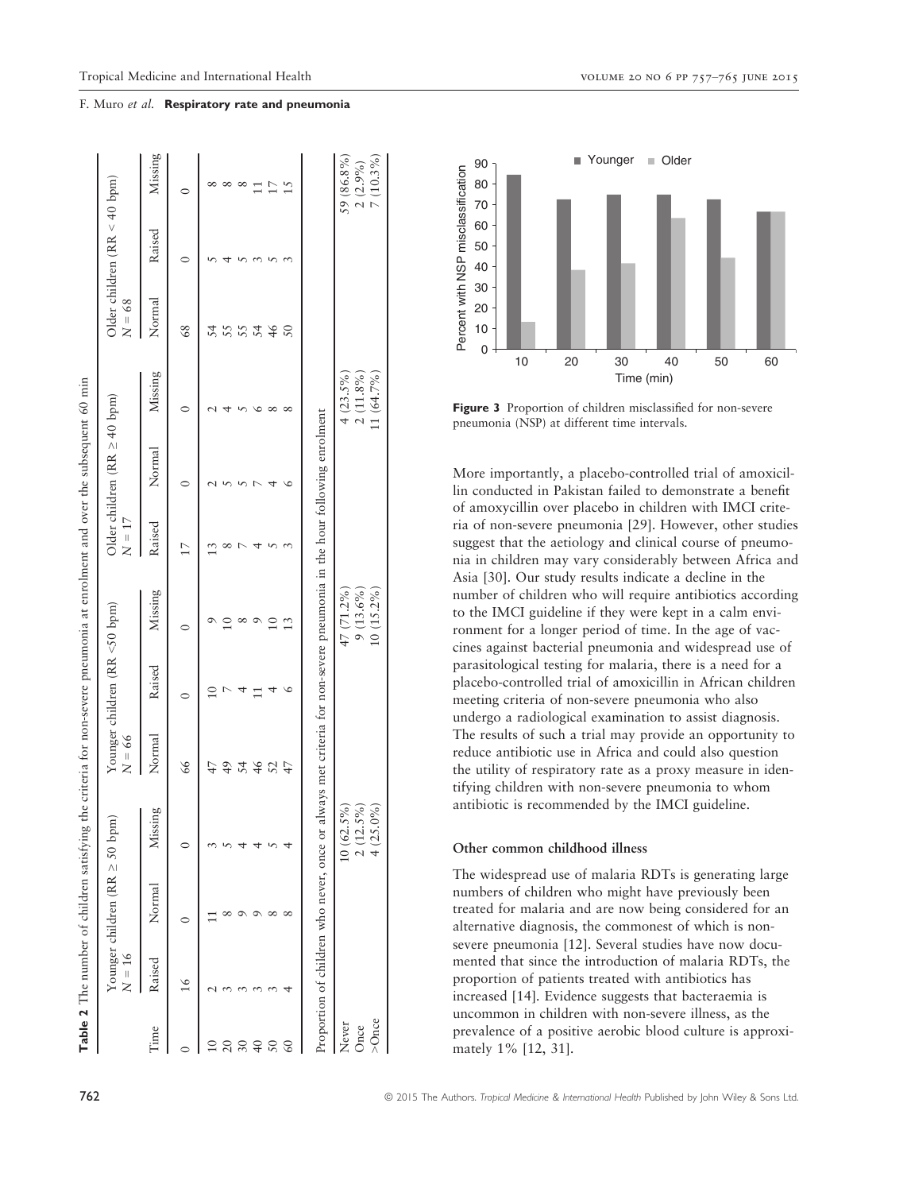**Table 2** The number of children satisfying the criteria for non-severe pneumonia at enrolment and over the subsequent 60 min

| | Younger children (RR ≥ 50 bpm) $N = 16$ | | | Younger children (RR <50 bpm) $N = 66$ | | | Older children (RR ≥ 40 bpm) $N = 17$ | | | Older children (RR < 40 bpm) $N = 68$ | | |
|---|---|---|---|---|---|---|---|---|---|---|---|---|
| Time | Raised | Normal | Missing | Normal | Raised | Missing | Raised | Normal | Missing | Normal | Raised | Missing |
| 0 | 16 | 0 | 0 | 66 | 0 | 0 | 17 | 0 | 0 | 68 | 0 | 0 |
| 10 | 2 | 11 | 3 | 47 | 10 | 9 | 13 | 2 | 2 | 54 | 5 | 8 |
| 20 | 3 | 8 | 5 | 49 | 7 | 10 | 8 | 5 | 4 | 55 | 4 | 8 |
| 30 | 3 | 9 | 4 | 54 | 4 | 8 | 7 | 5 | 5 | 55 | 5 | 8 |
| 40 | 3 | 9 | 4 | 46 | 11 | 9 | 4 | 7 | 6 | 54 | 3 | 11 |
| 50 | 3 | 8 | 5 | 52 | 4 | 10 | 5 | 4 | 8 | 46 | 5 | 17 |
| 60 | 4 | 8 | 4 | 47 | 6 | 13 | 3 | 6 | 8 | 50 | 3 | 15 |
| Proportion of children who never, once or always met criteria for non-severe pneumonia in the hour following enrolment | | | | | | | | | | | | |
| Never | | 10 (62.5%) | | | 47 (71.2%) | | | 4 (23.5%) | | | 59 (86.8%) | |
| Once | | 2 (12.5%) | | | 9 (13.6%) | | | 2 (11.8%) | | | 2 (2.9%) | |
| >Once | | 4 (25.0%) | | | 10 (15.2%) | | | 11 (64.7%) | | | 7 (10.3%) | |

**Figure 3** Proportion of children misclassified for non-severe pneumonia (NSP) at different time intervals.

More importantly, a placebo-controlled trial of amoxicillin conducted in Pakistan failed to demonstrate a benefit of amoxycillin over placebo in children with IMCI criteria of non-severe pneumonia [29]. However, other studies suggest that the aetiology and clinical course of pneumonia in children may vary considerably between Africa and Asia [30]. Our study results indicate a decline in the number of children who will require antibiotics according to the IMCI guideline if they were kept in a calm environment for a longer period of time. In the age of vaccines against bacterial pneumonia and widespread use of parasitological testing for malaria, there is a need for a placebo-controlled trial of amoxicillin in African children meeting criteria of non-severe pneumonia who also undergo a radiological examination to assist diagnosis. The results of such a trial may provide an opportunity to reduce antibiotic use in Africa and could also question the utility of respiratory rate as a proxy measure in identifying children with non-severe pneumonia to whom antibiotic is recommended by the IMCI guideline.

### Other common childhood illness

The widespread use of malaria RDTs is generating large numbers of children who might have previously been treated for malaria and are now being considered for an alternative diagnosis, the commonest of which is non-severe pneumonia [12]. Several studies have now documented that since the introduction of malaria RDTs, the proportion of patients treated with antibiotics has increased [14]. Evidence suggests that bacteraemia is uncommon in children with non-severe illness, as the prevalence of a positive aerobic blood culture is approximately 1% [12, 31].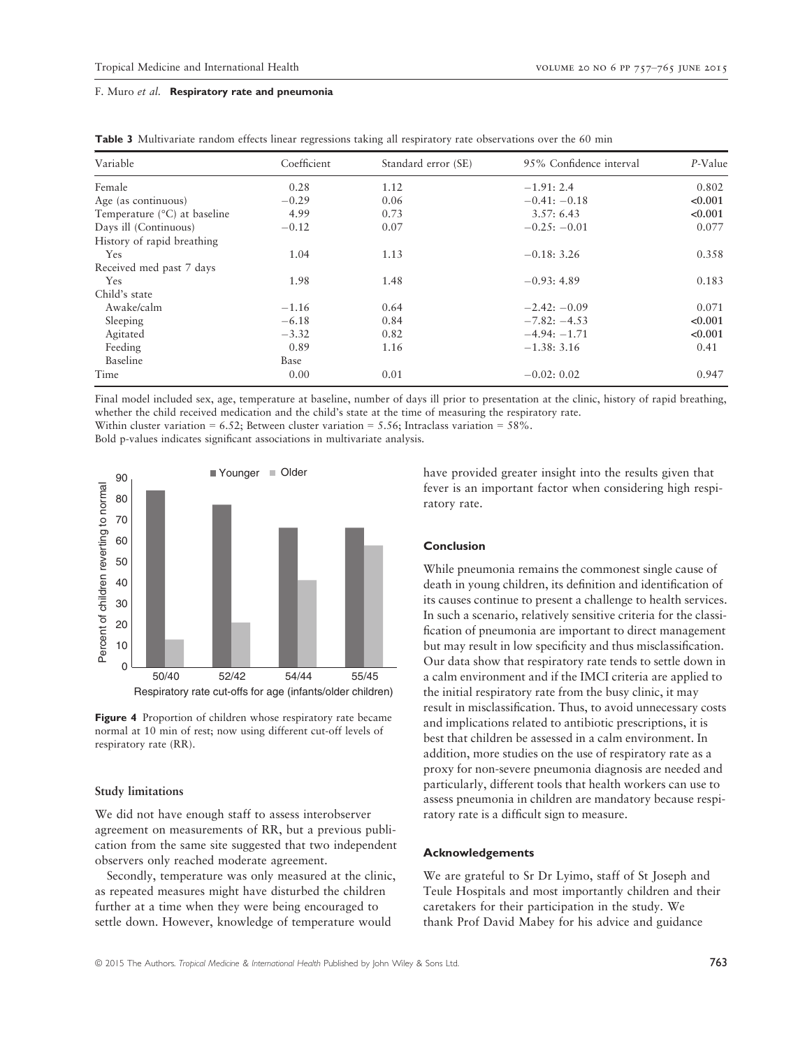**Table 3** Multivariate random effects linear regressions taking all respiratory rate observations over the 60 min

| Variable | Coefficient | Standard error (SE) | 95% Confidence interval | *P*-Value |
|---|---|---|---|---|
| Female | 0.28 | 1.12 | −1.91: 2.4 | 0.802 |
| Age (as continuous) | −0.29 | 0.06 | −0.41: −0.18 | **<0.001** |
| Temperature (°C) at baseline | 4.99 | 0.73 | 3.57: 6.43 | **<0.001** |
| Days ill (Continuous) | −0.12 | 0.07 | −0.25: −0.01 | 0.077 |
| History of rapid breathing | | | | |
| Yes | 1.04 | 1.13 | −0.18: 3.26 | 0.358 |
| Received med past 7 days | | | | |
| Yes | 1.98 | 1.48 | −0.93: 4.89 | 0.183 |
| Child's state | | | | |
| Awake/calm | −1.16 | 0.64 | −2.42: −0.09 | 0.071 |
| Sleeping | −6.18 | 0.84 | −7.82: −4.53 | **<0.001** |
| Agitated | −3.32 | 0.82 | −4.94: −1.71 | **<0.001** |
| Feeding | 0.89 | 1.16 | −1.38: 3.16 | 0.41 |
| Baseline | Base | | | |
| Time | 0.00 | 0.01 | −0.02: 0.02 | 0.947 |

Final model included sex, age, temperature at baseline, number of days ill prior to presentation at the clinic, history of rapid breathing, whether the child received medication and the child's state at the time of measuring the respiratory rate.

Within cluster variation = 6.52; Between cluster variation = 5.56; Intraclass variation = 58%.

Bold p-values indicates significant associations in multivariate analysis.

**Figure 4** Proportion of children whose respiratory rate became normal at 10 min of rest; now using different cut-off levels of respiratory rate (RR).

### Study limitations

We did not have enough staff to assess interobserver agreement on measurements of RR, but a previous publication from the same site suggested that two independent observers only reached moderate agreement.

Secondly, temperature was only measured at the clinic, as repeated measures might have disturbed the children further at a time when they were being encouraged to settle down. However, knowledge of temperature would have provided greater insight into the results given that fever is an important factor when considering high respiratory rate.

## Conclusion

While pneumonia remains the commonest single cause of death in young children, its definition and identification of its causes continue to present a challenge to health services. In such a scenario, relatively sensitive criteria for the classification of pneumonia are important to direct management but may result in low specificity and thus misclassification. Our data show that respiratory rate tends to settle down in a calm environment and if the IMCI criteria are applied to the initial respiratory rate from the busy clinic, it may result in misclassification. Thus, to avoid unnecessary costs and implications related to antibiotic prescriptions, it is best that children be assessed in a calm environment. In addition, more studies on the use of respiratory rate as a proxy for non-severe pneumonia diagnosis are needed and particularly, different tools that health workers can use to assess pneumonia in children are mandatory because respiratory rate is a difficult sign to measure.

## Acknowledgements

We are grateful to Sr Dr Lyimo, staff of St Joseph and Teule Hospitals and most importantly children and their caretakers for their participation in the study. We thank Prof David Mabey for his advice and guidance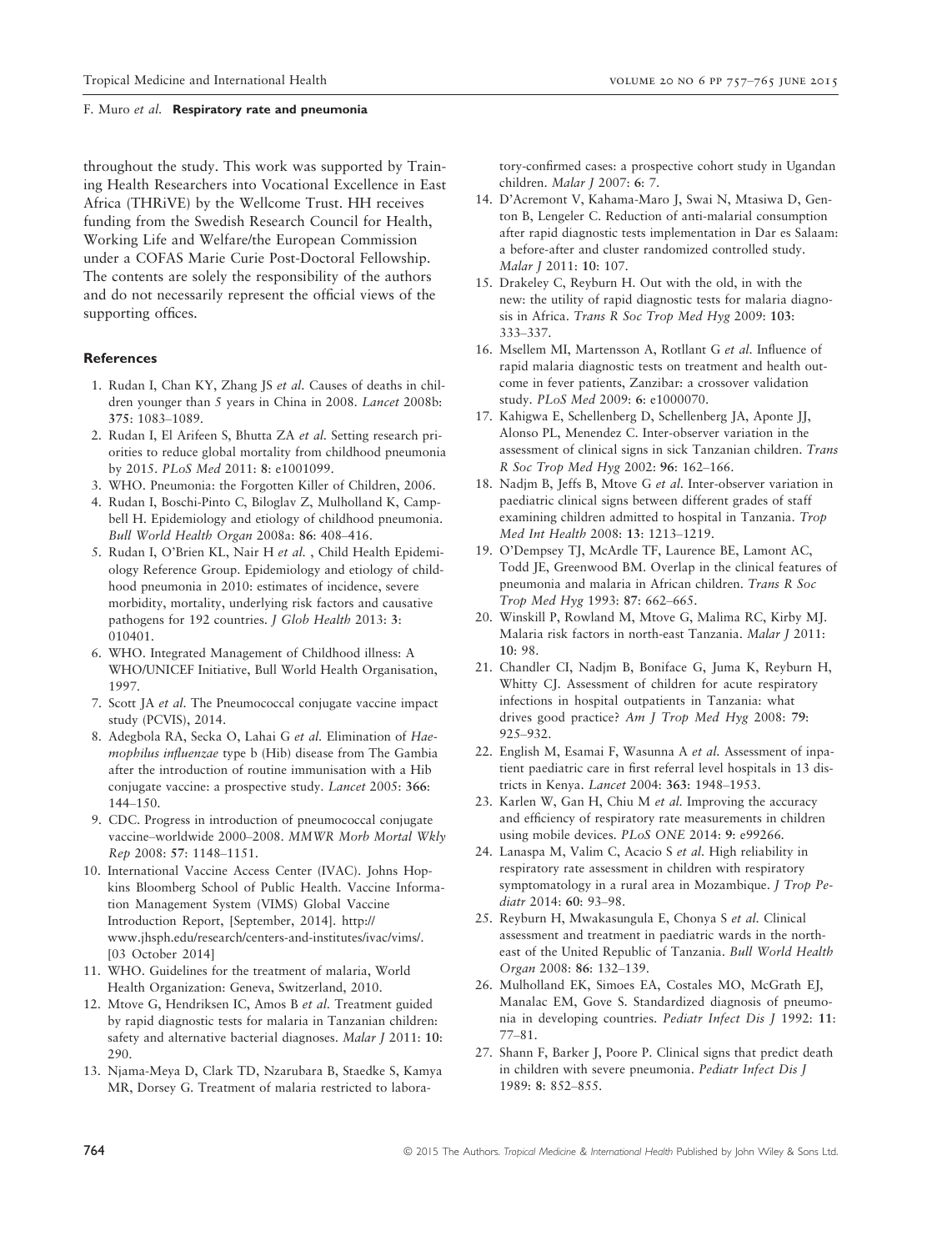throughout the study. This work was supported by Training Health Researchers into Vocational Excellence in East Africa (THRiVE) by the Wellcome Trust. HH receives funding from the Swedish Research Council for Health, Working Life and Welfare/the European Commission under a COFAS Marie Curie Post-Doctoral Fellowship. The contents are solely the responsibility of the authors and do not necessarily represent the official views of the supporting offices.

### References

1. Rudan I, Chan KY, Zhang JS *et al.* Causes of deaths in children younger than 5 years in China in 2008. *Lancet* 2008b: **375**: 1083–1089.
2. Rudan I, El Arifeen S, Bhutta ZA *et al.* Setting research priorities to reduce global mortality from childhood pneumonia by 2015. *PLoS Med* 2011: **8**: e1001099.
3. WHO. Pneumonia: the Forgotten Killer of Children, 2006.
4. Rudan I, Boschi-Pinto C, Biloglav Z, Mulholland K, Campbell H. Epidemiology and etiology of childhood pneumonia. *Bull World Health Organ* 2008a: **86**: 408–416.
5. Rudan I, O'Brien KL, Nair H *et al.* , Child Health Epidemiology Reference Group. Epidemiology and etiology of childhood pneumonia in 2010: estimates of incidence, severe morbidity, mortality, underlying risk factors and causative pathogens for 192 countries. *J Glob Health* 2013: **3**: 010401.
6. WHO. Integrated Management of Childhood illness: A WHO/UNICEF Initiative, Bull World Health Organisation, 1997.
7. Scott JA *et al.* The Pneumococcal conjugate vaccine impact study (PCVIS), 2014.
8. Adegbola RA, Secka O, Lahai G *et al.* Elimination of *Haemophilus influenzae* type b (Hib) disease from The Gambia after the introduction of routine immunisation with a Hib conjugate vaccine: a prospective study. *Lancet* 2005: **366**: 144–150.
9. CDC. Progress in introduction of pneumococcal conjugate vaccine–worldwide 2000–2008. *MMWR Morb Mortal Wkly Rep* 2008: **57**: 1148–1151.
10. International Vaccine Access Center (IVAC). Johns Hopkins Bloomberg School of Public Health. Vaccine Information Management System (VIMS) Global Vaccine Introduction Report, [September, 2014]. http://www.jhsph.edu/research/centers-and-institutes/ivac/vims/. [03 October 2014]
11. WHO. Guidelines for the treatment of malaria, World Health Organization: Geneva, Switzerland, 2010.
12. Mtove G, Hendriksen IC, Amos B *et al.* Treatment guided by rapid diagnostic tests for malaria in Tanzanian children: safety and alternative bacterial diagnoses. *Malar J* 2011: **10**: 290.
13. Njama-Meya D, Clark TD, Nzarubara B, Staedke S, Kamya MR, Dorsey G. Treatment of malaria restricted to laboratory-confirmed cases: a prospective cohort study in Ugandan children. *Malar J* 2007: **6**: 7.
14. D'Acremont V, Kahama-Maro J, Swai N, Mtasiwa D, Genton B, Lengeler C. Reduction of anti-malarial consumption after rapid diagnostic tests implementation in Dar es Salaam: a before-after and cluster randomized controlled study. *Malar J* 2011: **10**: 107.
15. Drakeley C, Reyburn H. Out with the old, in with the new: the utility of rapid diagnostic tests for malaria diagnosis in Africa. *Trans R Soc Trop Med Hyg* 2009: **103**: 333–337.
16. Msellem MI, Martensson A, Rotllant G *et al.* Influence of rapid malaria diagnostic tests on treatment and health outcome in fever patients, Zanzibar: a crossover validation study. *PLoS Med* 2009: **6**: e1000070.
17. Kahigwa E, Schellenberg D, Schellenberg JA, Aponte JJ, Alonso PL, Menendez C. Inter-observer variation in the assessment of clinical signs in sick Tanzanian children. *Trans R Soc Trop Med Hyg* 2002: **96**: 162–166.
18. Nadjm B, Jeffs B, Mtove G *et al.* Inter-observer variation in paediatric clinical signs between different grades of staff examining children admitted to hospital in Tanzania. *Trop Med Int Health* 2008: **13**: 1213–1219.
19. O'Dempsey TJ, McArdle TF, Laurence BE, Lamont AC, Todd JE, Greenwood BM. Overlap in the clinical features of pneumonia and malaria in African children. *Trans R Soc Trop Med Hyg* 1993: **87**: 662–665.
20. Winskill P, Rowland M, Mtove G, Malima RC, Kirby MJ. Malaria risk factors in north-east Tanzania. *Malar J* 2011: **10**: 98.
21. Chandler CI, Nadjm B, Boniface G, Juma K, Reyburn H, Whitty CJ. Assessment of children for acute respiratory infections in hospital outpatients in Tanzania: what drives good practice? *Am J Trop Med Hyg* 2008: **79**: 925–932.
22. English M, Esamai F, Wasunna A *et al.* Assessment of inpatient paediatric care in first referral level hospitals in 13 districts in Kenya. *Lancet* 2004: **363**: 1948–1953.
23. Karlen W, Gan H, Chiu M *et al.* Improving the accuracy and efficiency of respiratory rate measurements in children using mobile devices. *PLoS ONE* 2014: **9**: e99266.
24. Lanaspa M, Valim C, Acacio S *et al.* High reliability in respiratory rate assessment in children with respiratory symptomatology in a rural area in Mozambique. *J Trop Pediatr* 2014: **60**: 93–98.
25. Reyburn H, Mwakasungula E, Chonya S *et al.* Clinical assessment and treatment in paediatric wards in the north-east of the United Republic of Tanzania. *Bull World Health Organ* 2008: **86**: 132–139.
26. Mulholland EK, Simoes EA, Costales MO, McGrath EJ, Manalac EM, Gove S. Standardized diagnosis of pneumonia in developing countries. *Pediatr Infect Dis J* 1992: **11**: 77–81.
27. Shann F, Barker J, Poore P. Clinical signs that predict death in children with severe pneumonia. *Pediatr Infect Dis J* 1989: **8**: 852–855.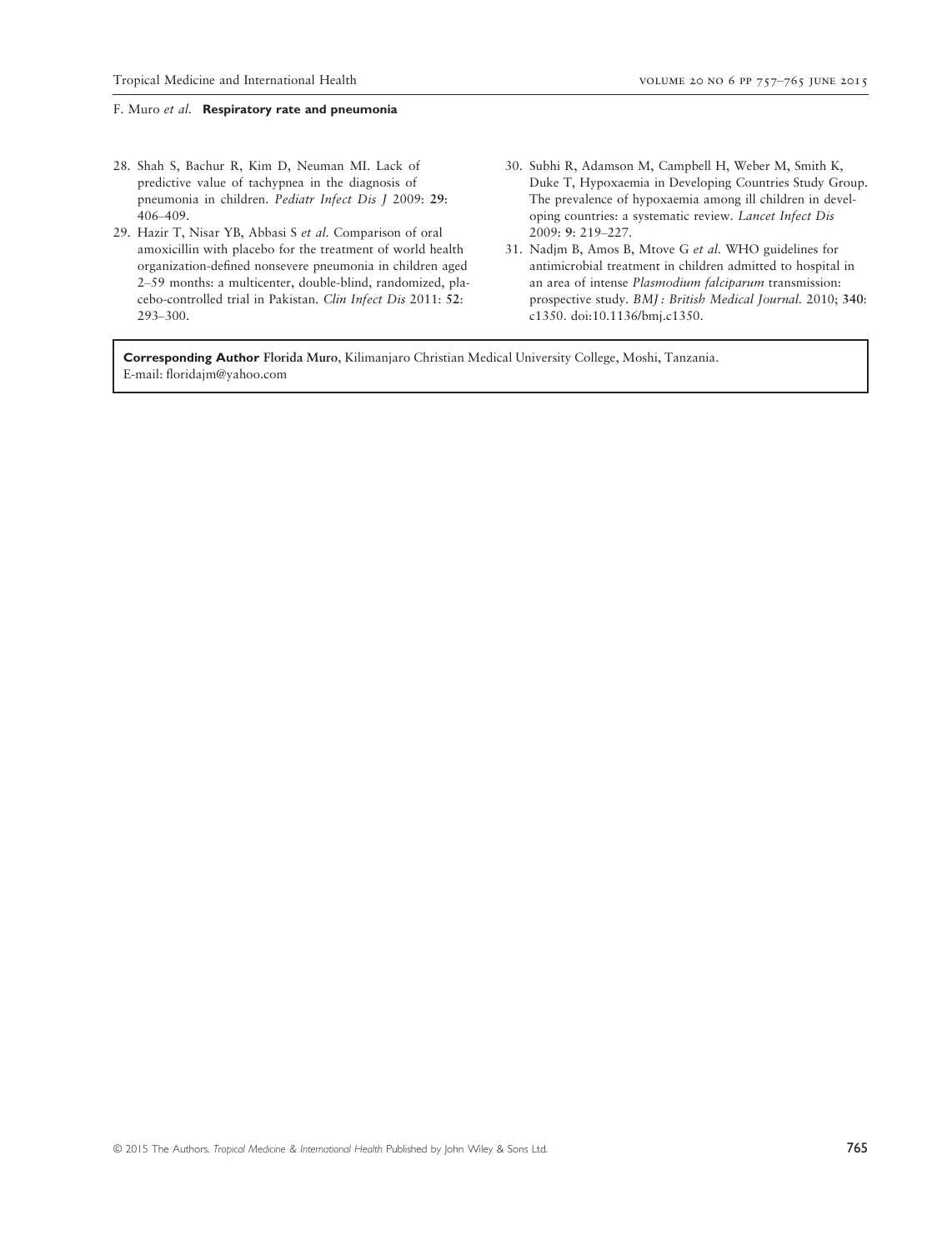28. Shah S, Bachur R, Kim D, Neuman MI. Lack of predictive value of tachypnea in the diagnosis of pneumonia in children. *Pediatr Infect Dis J* 2009: **29**: 406–409.
29. Hazir T, Nisar YB, Abbasi S *et al.* Comparison of oral amoxicillin with placebo for the treatment of world health organization-defined nonsevere pneumonia in children aged 2–59 months: a multicenter, double-blind, randomized, placebo-controlled trial in Pakistan. *Clin Infect Dis* 2011: **52**: 293–300.
30. Subhi R, Adamson M, Campbell H, Weber M, Smith K, Duke T, Hypoxaemia in Developing Countries Study Group. The prevalence of hypoxaemia among ill children in developing countries: a systematic review. *Lancet Infect Dis* 2009: **9**: 219–227.
31. Nadjm B, Amos B, Mtove G *et al.* WHO guidelines for antimicrobial treatment in children admitted to hospital in an area of intense *Plasmodium falciparum* transmission: prospective study. *BMJ : British Medical Journal.* 2010; **340**: c1350. doi:10.1136/bmj.c1350.

**Corresponding Author Florida Muro**, Kilimanjaro Christian Medical University College, Moshi, Tanzania. E-mail: floridajm@yahoo.com